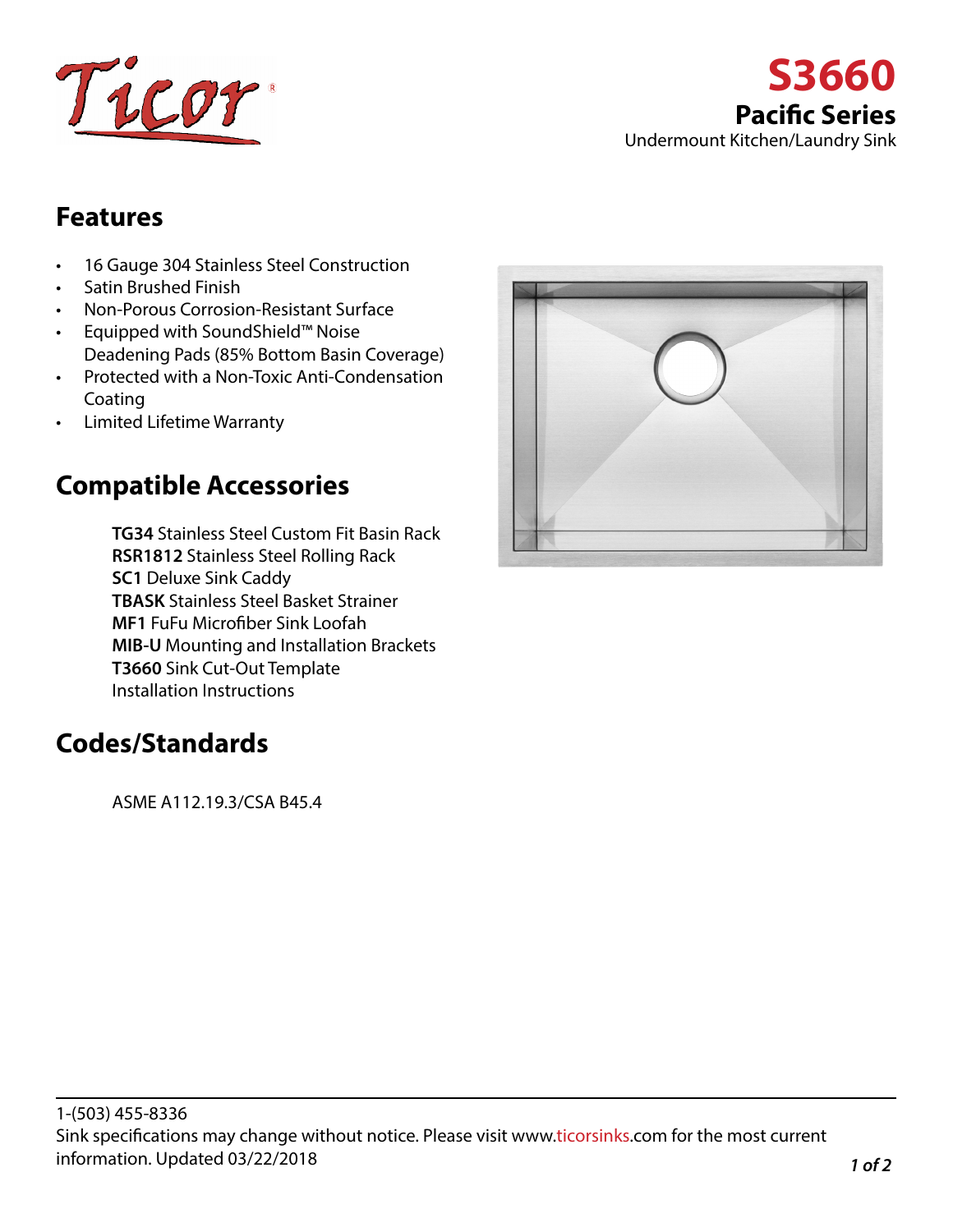# S3660

## Pacific Series

Undermount Kitchen/Laundry Sink

## Features

- 16 Gauge 304 Stainless Steel Construction
- Satin Brushed Finish
- Non-Porous Corrosion-Resistant Surface
- Equipped with SoundShield™ Noise Deadening Pads (85% Bottom Basin Coverage)
- Protected with a Non-Toxic Anti-Condensation Coating
- Limited Lifetime Warranty

## Compatible Accessories

**TG34** Stainless Steel Custom Fit Basin Rack
**RSR1812** Stainless Steel Rolling Rack
**SC1** Deluxe Sink Caddy
**TBASK** Stainless Steel Basket Strainer
**MF1** FuFu Microfiber Sink Loofah
**MIB-U** Mounting and Installation Brackets
**T3660** Sink Cut-Out Template
Installation Instructions

## Codes/Standards

ASME A112.19.3/CSA B45.4

1-(503) 455-8336
Sink specifications may change without notice. Please visit www.ticorsinks.com for the most current information. Updated 03/22/2018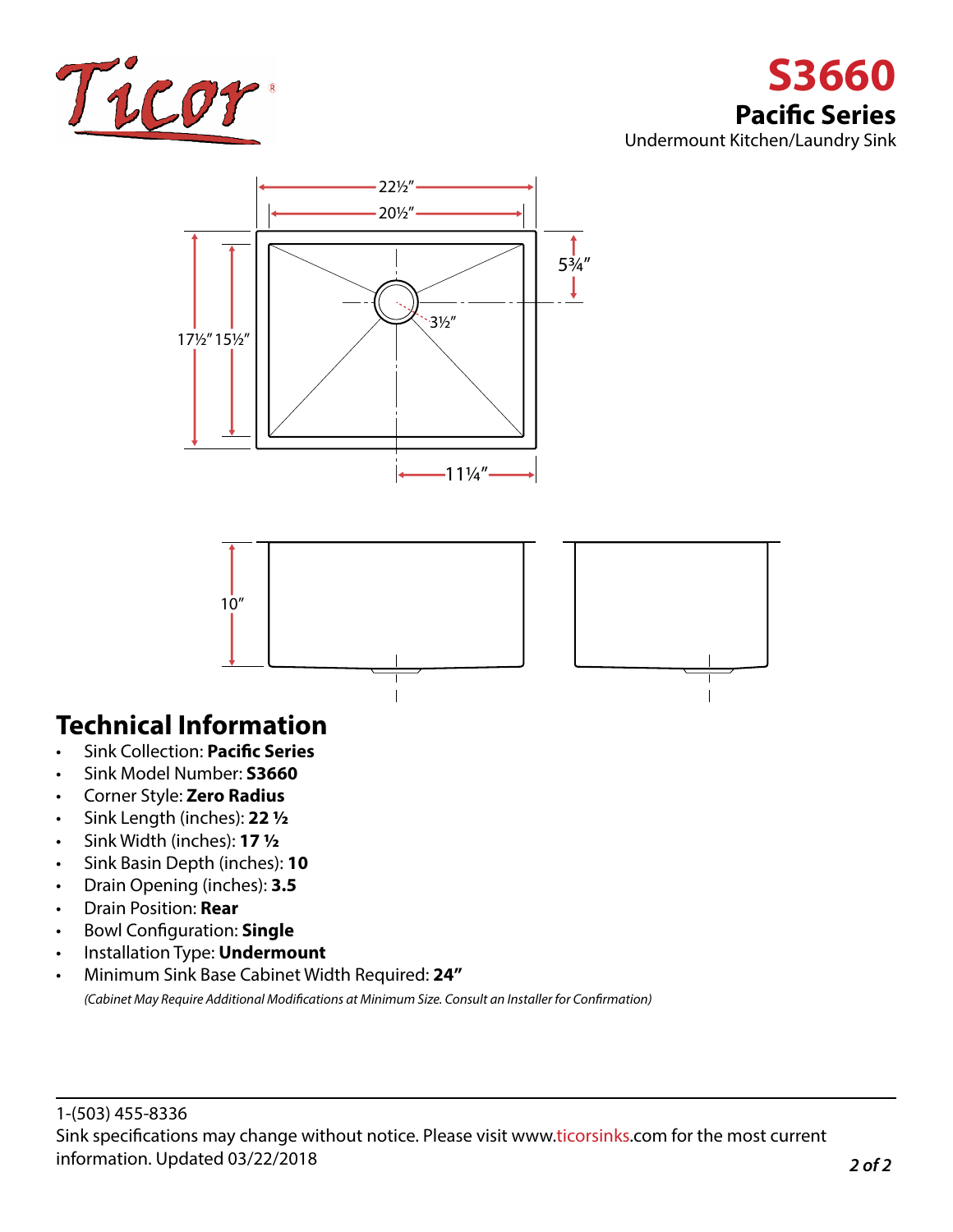Ticor®

# S3660

## Pacific Series

Undermount Kitchen/Laundry Sink

22½″
20½″
5¾″
17½″ 15½″
3½″
11¼″
10″

## Technical Information

- Sink Collection: **Pacific Series**
- Sink Model Number: **S3660**
- Corner Style: **Zero Radius**
- Sink Length (inches): **22 ½**
- Sink Width (inches): **17 ½**
- Sink Basin Depth (inches): **10**
- Drain Opening (inches): **3.5**
- Drain Position: **Rear**
- Bowl Configuration: **Single**
- Installation Type: **Undermount**
- Minimum Sink Base Cabinet Width Required: **24″**

  *(Cabinet May Require Additional Modifications at Minimum Size. Consult an Installer for Confirmation)*

---

1-(503) 455-8336
Sink specifications may change without notice. Please visit www.ticorsinks.com for the most current information. Updated 03/22/2018